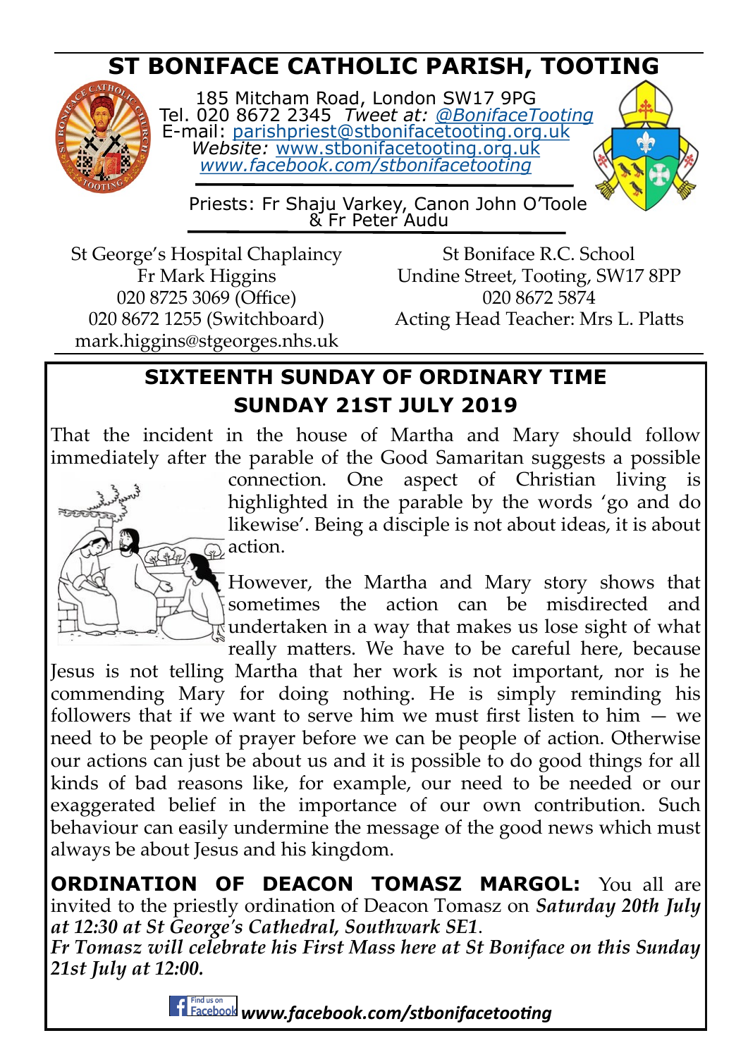# ST BONIFACE CATHOLIC PARISH, TOOTING

185 Mitcham Road, London SW17 9PG
Tel. 020 8672 2345 *Tweet at: @BonifaceTooting*
E-mail: parishpriest@stbonifacetooting.org.uk
*Website:* www.stbonifacetooting.org.uk
*www.facebook.com/stbonifacetooting*

Priests: Fr Shaju Varkey, Canon John O'Toole & Fr Peter Audu

St George's Hospital Chaplaincy
Fr Mark Higgins
020 8725 3069 (Office)
020 8672 1255 (Switchboard)
mark.higgins@stgeorges.nhs.uk

St Boniface R.C. School
Undine Street, Tooting, SW17 8PP
020 8672 5874
Acting Head Teacher: Mrs L. Platts

## SIXTEENTH SUNDAY OF ORDINARY TIME
## SUNDAY 21ST JULY 2019

That the incident in the house of Martha and Mary should follow immediately after the parable of the Good Samaritan suggests a possible connection. One aspect of Christian living is highlighted in the parable by the words 'go and do likewise'. Being a disciple is not about ideas, it is about action.

However, the Martha and Mary story shows that sometimes the action can be misdirected and undertaken in a way that makes us lose sight of what really matters. We have to be careful here, because Jesus is not telling Martha that her work is not important, nor is he commending Mary for doing nothing. He is simply reminding his followers that if we want to serve him we must first listen to him — we need to be people of prayer before we can be people of action. Otherwise our actions can just be about us and it is possible to do good things for all kinds of bad reasons like, for example, our need to be needed or our exaggerated belief in the importance of our own contribution. Such behaviour can easily undermine the message of the good news which must always be about Jesus and his kingdom.

**ORDINATION OF DEACON TOMASZ MARGOL:** You all are invited to the priestly ordination of Deacon Tomasz on ***Saturday 20th July at 12:30 at St George's Cathedral, Southwark SE1***.
***Fr Tomasz will celebrate his First Mass here at St Boniface on this Sunday 21st July at 12:00.***

Find us on Facebook ***www.facebook.com/stbonifacetooting***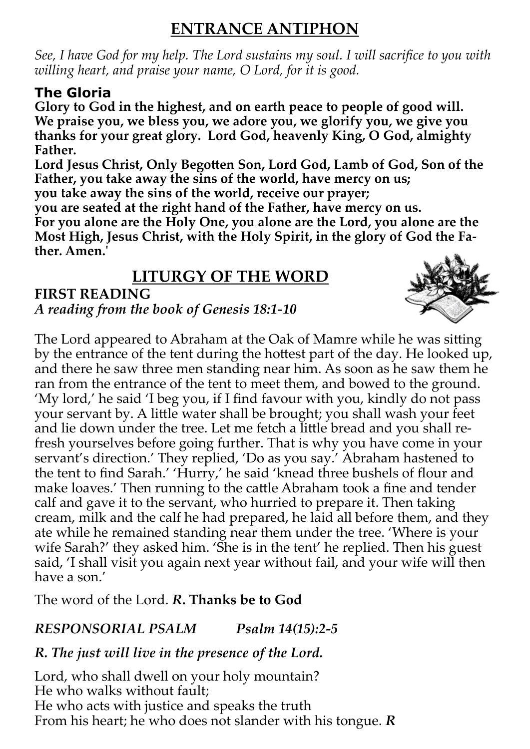## ENTRANCE ANTIPHON

*See, I have God for my help. The Lord sustains my soul. I will sacrifice to you with willing heart, and praise your name, O Lord, for it is good.*

### The Gloria

**Glory to God in the highest, and on earth peace to people of good will. We praise you, we bless you, we adore you, we glorify you, we give you thanks for your great glory. Lord God, heavenly King, O God, almighty Father.**
**Lord Jesus Christ, Only Begotten Son, Lord God, Lamb of God, Son of the Father, you take away the sins of the world, have mercy on us;**
**you take away the sins of the world, receive our prayer;**
**you are seated at the right hand of the Father, have mercy on us.**
**For you alone are the Holy One, you alone are the Lord, you alone are the Most High, Jesus Christ, with the Holy Spirit, in the glory of God the Father. Amen.'**

## LITURGY OF THE WORD

**FIRST READING**
***A reading from the book of Genesis 18:1-10***

The Lord appeared to Abraham at the Oak of Mamre while he was sitting by the entrance of the tent during the hottest part of the day. He looked up, and there he saw three men standing near him. As soon as he saw them he ran from the entrance of the tent to meet them, and bowed to the ground. 'My lord,' he said 'I beg you, if I find favour with you, kindly do not pass your servant by. A little water shall be brought; you shall wash your feet and lie down under the tree. Let me fetch a little bread and you shall refresh yourselves before going further. That is why you have come in your servant's direction.' They replied, 'Do as you say.' Abraham hastened to the tent to find Sarah.' 'Hurry,' he said 'knead three bushels of flour and make loaves.' Then running to the cattle Abraham took a fine and tender calf and gave it to the servant, who hurried to prepare it. Then taking cream, milk and the calf he had prepared, he laid all before them, and they ate while he remained standing near them under the tree. 'Where is your wife Sarah?' they asked him. 'She is in the tent' he replied. Then his guest said, 'I shall visit you again next year without fail, and your wife will then have a son.'

The word of the Lord. ***R*. Thanks be to God**

***RESPONSORIAL PSALM Psalm 14(15):2-5***

***R. The just will live in the presence of the Lord.***

Lord, who shall dwell on your holy mountain?
He who walks without fault;
He who acts with justice and speaks the truth
From his heart; he who does not slander with his tongue. ***R***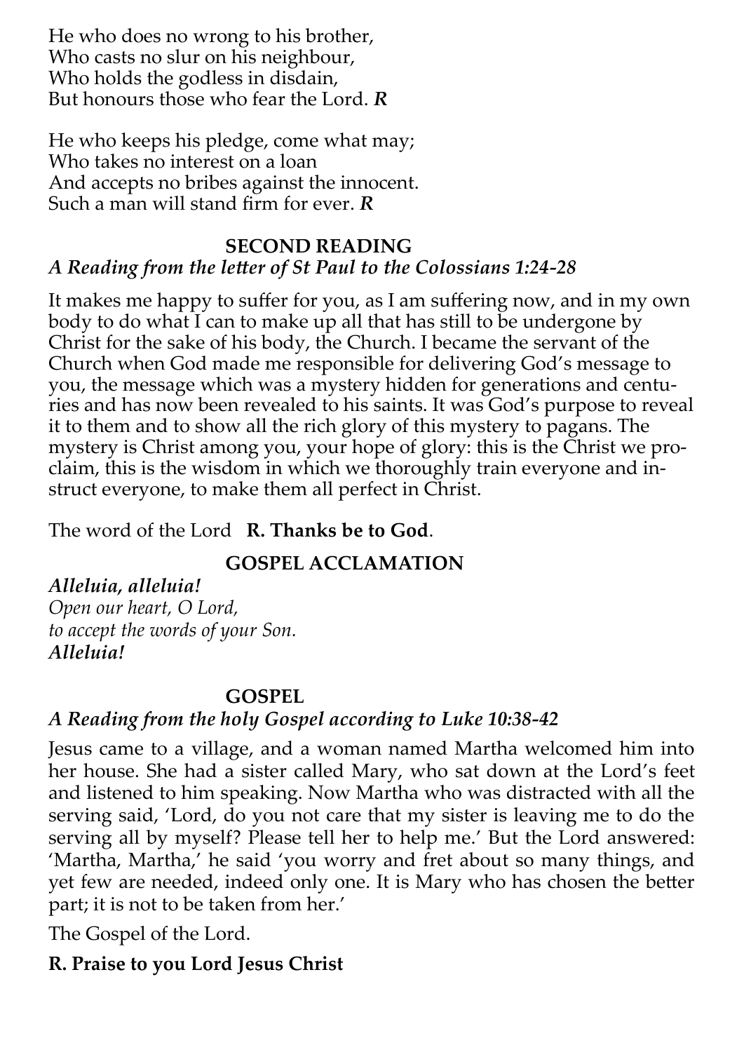He who does no wrong to his brother,
Who casts no slur on his neighbour,
Who holds the godless in disdain,
But honours those who fear the Lord. ***R***

He who keeps his pledge, come what may;
Who takes no interest on a loan
And accepts no bribes against the innocent.
Such a man will stand firm for ever. ***R***

## SECOND READING

*A Reading from the letter of St Paul to the Colossians 1:24-28*

It makes me happy to suffer for you, as I am suffering now, and in my own body to do what I can to make up all that has still to be undergone by Christ for the sake of his body, the Church. I became the servant of the Church when God made me responsible for delivering God's message to you, the message which was a mystery hidden for generations and centuries and has now been revealed to his saints. It was God's purpose to reveal it to them and to show all the rich glory of this mystery to pagans. The mystery is Christ among you, your hope of glory: this is the Christ we proclaim, this is the wisdom in which we thoroughly train everyone and instruct everyone, to make them all perfect in Christ.

The word of the Lord **R. Thanks be to God**.

## GOSPEL ACCLAMATION

***Alleluia, alleluia!***
*Open our heart, O Lord,*
*to accept the words of your Son.*
***Alleluia!***

## GOSPEL

*A Reading from the holy Gospel according to Luke 10:38-42*

Jesus came to a village, and a woman named Martha welcomed him into her house. She had a sister called Mary, who sat down at the Lord's feet and listened to him speaking. Now Martha who was distracted with all the serving said, 'Lord, do you not care that my sister is leaving me to do the serving all by myself? Please tell her to help me.' But the Lord answered: 'Martha, Martha,' he said 'you worry and fret about so many things, and yet few are needed, indeed only one. It is Mary who has chosen the better part; it is not to be taken from her.'

The Gospel of the Lord.

**R. Praise to you Lord Jesus Christ**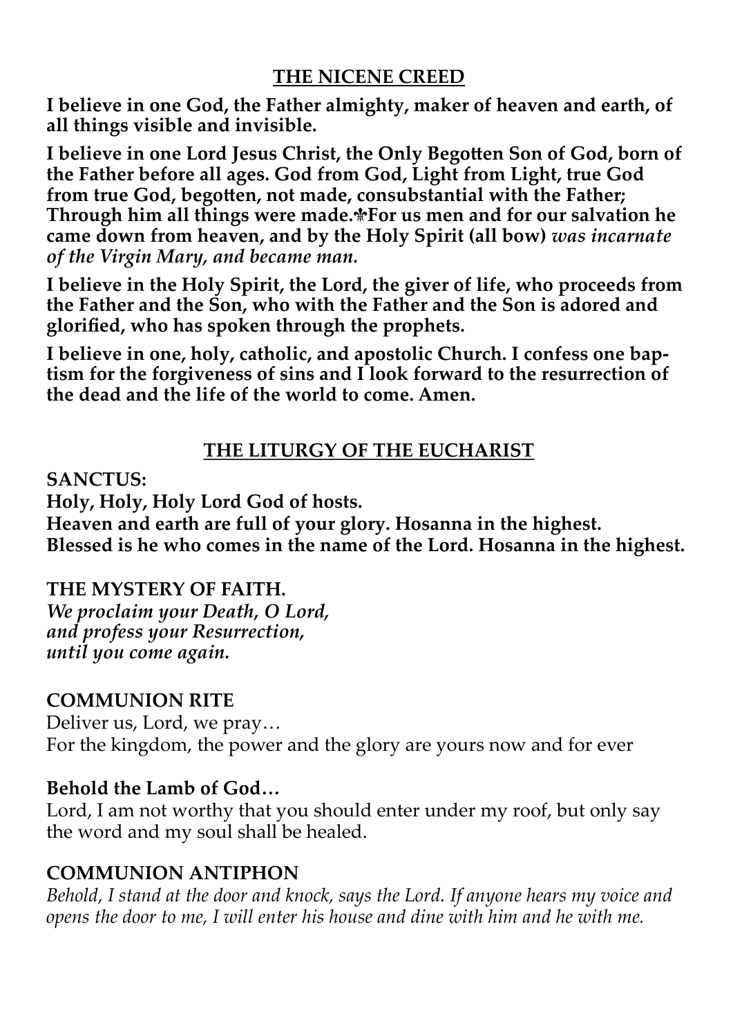## THE NICENE CREED

**I believe in one God, the Father almighty, maker of heaven and earth, of all things visible and invisible.**

**I believe in one Lord Jesus Christ, the Only Begotten Son of God, born of the Father before all ages. God from God, Light from Light, true God from true God, begotten, not made, consubstantial with the Father; Through him all things were made.✠For us men and for our salvation he came down from heaven, and by the Holy Spirit (all bow)** ***was incarnate of the Virgin Mary, and became man.***

**I believe in the Holy Spirit, the Lord, the giver of life, who proceeds from the Father and the Son, who with the Father and the Son is adored and glorified, who has spoken through the prophets.**

**I believe in one, holy, catholic, and apostolic Church. I confess one baptism for the forgiveness of sins and I look forward to the resurrection of the dead and the life of the world to come. Amen.**

## THE LITURGY OF THE EUCHARIST

**SANCTUS:**
**Holy, Holy, Holy Lord God of hosts.**
**Heaven and earth are full of your glory. Hosanna in the highest.**
**Blessed is he who comes in the name of the Lord. Hosanna in the highest.**

**THE MYSTERY OF FAITH.**
***We proclaim your Death, O Lord,***
***and profess your Resurrection,***
***until you come again.***

**COMMUNION RITE**
Deliver us, Lord, we pray…
For the kingdom, the power and the glory are yours now and for ever

**Behold the Lamb of God…**
Lord, I am not worthy that you should enter under my roof, but only say the word and my soul shall be healed.

**COMMUNION ANTIPHON**
*Behold, I stand at the door and knock, says the Lord. If anyone hears my voice and opens the door to me, I will enter his house and dine with him and he with me.*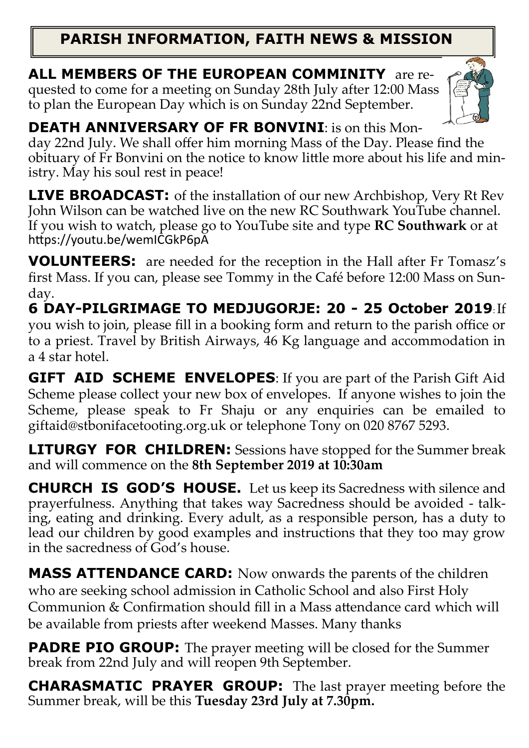# PARISH INFORMATION, FAITH NEWS & MISSION

**ALL MEMBERS OF THE EUROPEAN COMMINITY** are requested to come for a meeting on Sunday 28th July after 12:00 Mass to plan the European Day which is on Sunday 22nd September.

**DEATH ANNIVERSARY OF FR BONVINI**: is on this Monday 22nd July. We shall offer him morning Mass of the Day. Please find the obituary of Fr Bonvini on the notice to know little more about his life and ministry. May his soul rest in peace!

**LIVE BROADCAST:** of the installation of our new Archbishop, Very Rt Rev John Wilson can be watched live on the new RC Southwark YouTube channel. If you wish to watch, please go to YouTube site and type **RC Southwark** or at https://youtu.be/wemICGkP6pA

**VOLUNTEERS:** are needed for the reception in the Hall after Fr Tomasz's first Mass. If you can, please see Tommy in the Café before 12:00 Mass on Sunday.

**6 DAY-PILGRIMAGE TO MEDJUGORJE: 20 - 25 October 2019**: If you wish to join, please fill in a booking form and return to the parish office or to a priest. Travel by British Airways, 46 Kg language and accommodation in a 4 star hotel.

**GIFT AID SCHEME ENVELOPES**: If you are part of the Parish Gift Aid Scheme please collect your new box of envelopes. If anyone wishes to join the Scheme, please speak to Fr Shaju or any enquiries can be emailed to giftaid@stbonifacetooting.org.uk or telephone Tony on 020 8767 5293.

**LITURGY FOR CHILDREN:** Sessions have stopped for the Summer break and will commence on the **8th September 2019 at 10:30am**

**CHURCH IS GOD'S HOUSE.** Let us keep its Sacredness with silence and prayerfulness. Anything that takes way Sacredness should be avoided - talking, eating and drinking. Every adult, as a responsible person, has a duty to lead our children by good examples and instructions that they too may grow in the sacredness of God's house.

**MASS ATTENDANCE CARD:** Now onwards the parents of the children who are seeking school admission in Catholic School and also First Holy Communion & Confirmation should fill in a Mass attendance card which will be available from priests after weekend Masses. Many thanks

**PADRE PIO GROUP:** The prayer meeting will be closed for the Summer break from 22nd July and will reopen 9th September.

**CHARASMATIC PRAYER GROUP:** The last prayer meeting before the Summer break, will be this **Tuesday 23rd July at 7.30pm.**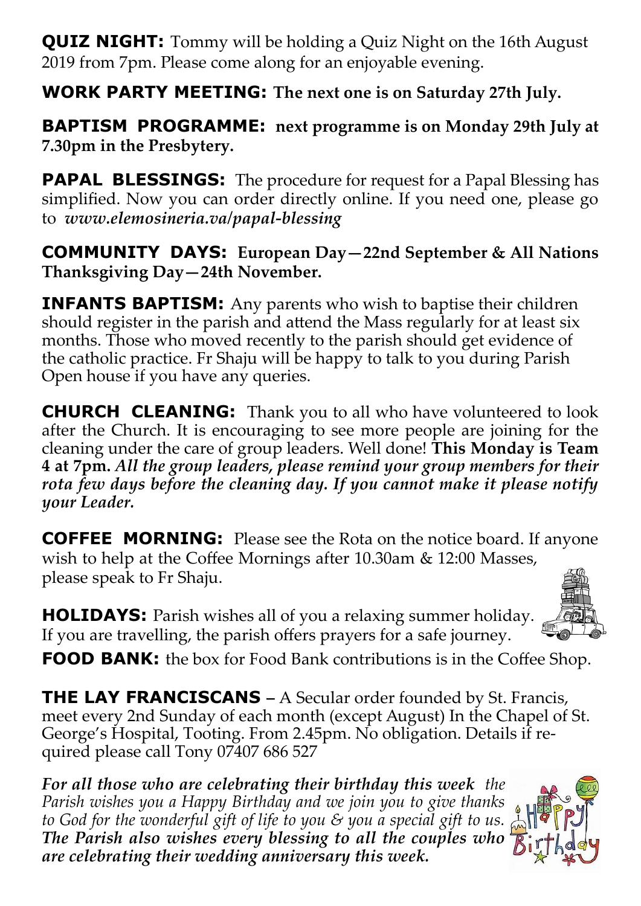**QUIZ NIGHT:** Tommy will be holding a Quiz Night on the 16th August 2019 from 7pm. Please come along for an enjoyable evening.

**WORK PARTY MEETING: The next one is on Saturday 27th July.**

**BAPTISM PROGRAMME: next programme is on Monday 29th July at 7.30pm in the Presbytery.**

**PAPAL BLESSINGS:** The procedure for request for a Papal Blessing has simplified. Now you can order directly online. If you need one, please go to ***www.elemosineria.va/papal-blessing***

**COMMUNITY DAYS: European Day—22nd September & All Nations Thanksgiving Day—24th November.**

**INFANTS BAPTISM:** Any parents who wish to baptise their children should register in the parish and attend the Mass regularly for at least six months. Those who moved recently to the parish should get evidence of the catholic practice. Fr Shaju will be happy to talk to you during Parish Open house if you have any queries.

**CHURCH CLEANING:** Thank you to all who have volunteered to look after the Church. It is encouraging to see more people are joining for the cleaning under the care of group leaders. Well done! **This Monday is Team 4 at 7pm.** ***All the group leaders, please remind your group members for their rota few days before the cleaning day. If you cannot make it please notify your Leader.***

**COFFEE MORNING:** Please see the Rota on the notice board. If anyone wish to help at the Coffee Mornings after 10.30am & 12:00 Masses, please speak to Fr Shaju.

**HOLIDAYS:** Parish wishes all of you a relaxing summer holiday. If you are travelling, the parish offers prayers for a safe journey.

**FOOD BANK:** the box for Food Bank contributions is in the Coffee Shop.

**THE LAY FRANCISCANS** – A Secular order founded by St. Francis, meet every 2nd Sunday of each month (except August) In the Chapel of St. George's Hospital, Tooting. From 2.45pm. No obligation. Details if required please call Tony 07407 686 527

***For all those who are celebrating their birthday this week*** *the Parish wishes you a Happy Birthday and we join you to give thanks to God for the wonderful gift of life to you & you a special gift to us.* ***The Parish also wishes every blessing to all the couples who are celebrating their wedding anniversary this week.***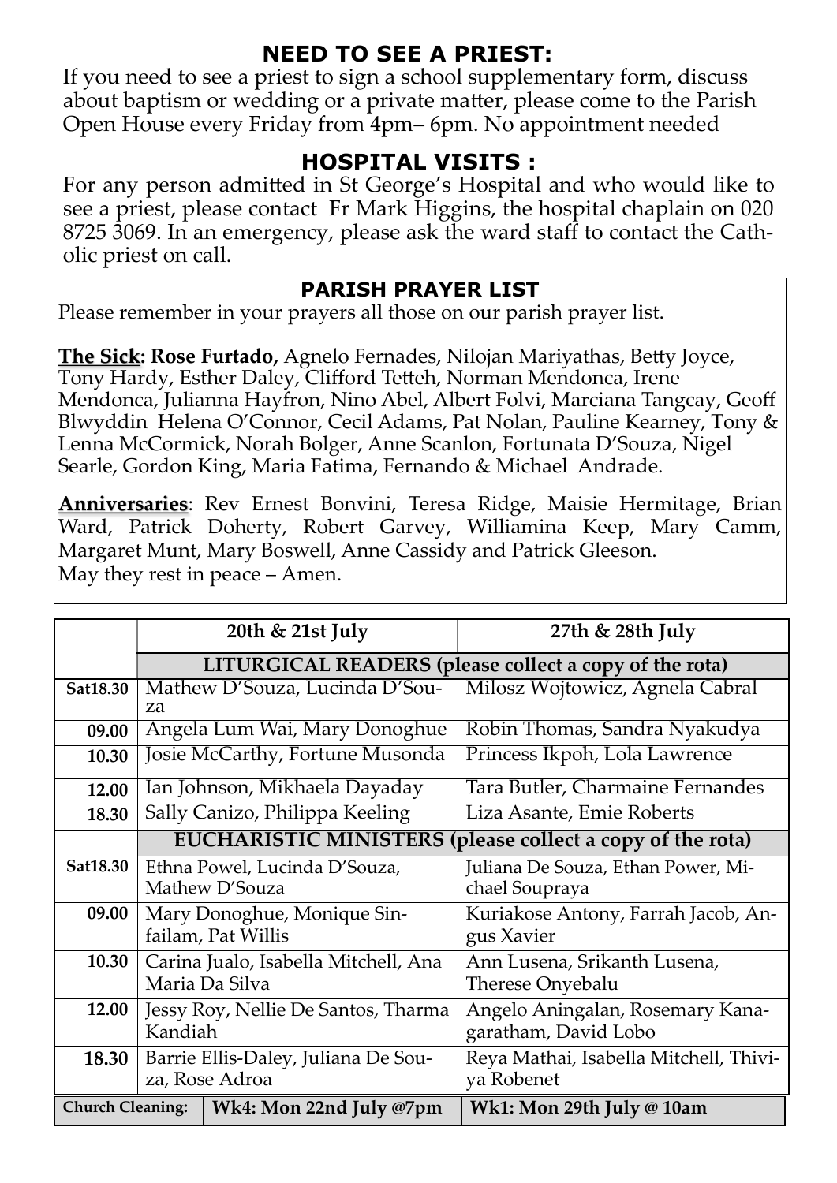## NEED TO SEE A PRIEST:

If you need to see a priest to sign a school supplementary form, discuss about baptism or wedding or a private matter, please come to the Parish Open House every Friday from 4pm– 6pm. No appointment needed

## HOSPITAL VISITS :

For any person admitted in St George's Hospital and who would like to see a priest, please contact Fr Mark Higgins, the hospital chaplain on 020 8725 3069. In an emergency, please ask the ward staff to contact the Catholic priest on call.

### PARISH PRAYER LIST

Please remember in your prayers all those on our parish prayer list.

**The Sick: Rose Furtado,** Agnelo Fernades, Nilojan Mariyathas, Betty Joyce, Tony Hardy, Esther Daley, Clifford Tetteh, Norman Mendonca, Irene Mendonca, Julianna Hayfron, Nino Abel, Albert Folvi, Marciana Tangcay, Geoff Blwyddin Helena O'Connor, Cecil Adams, Pat Nolan, Pauline Kearney, Tony & Lenna McCormick, Norah Bolger, Anne Scanlon, Fortunata D'Souza, Nigel Searle, Gordon King, Maria Fatima, Fernando & Michael Andrade.

**Anniversaries**: Rev Ernest Bonvini, Teresa Ridge, Maisie Hermitage, Brian Ward, Patrick Doherty, Robert Garvey, Williamina Keep, Mary Camm, Margaret Munt, Mary Boswell, Anne Cassidy and Patrick Gleeson.
May they rest in peace – Amen.

| | 20th & 21st July | 27th & 28th July |
|---|---|---|
| | **LITURGICAL READERS (please collect a copy of the rota)** | |
| **Sat18.30** | Mathew D'Souza, Lucinda D'Souza | Milosz Wojtowicz, Agnela Cabral |
| **09.00** | Angela Lum Wai, Mary Donoghue | Robin Thomas, Sandra Nyakudya |
| **10.30** | Josie McCarthy, Fortune Musonda | Princess Ikpoh, Lola Lawrence |
| **12.00** | Ian Johnson, Mikhaela Dayaday | Tara Butler, Charmaine Fernandes |
| **18.30** | Sally Canizo, Philippa Keeling | Liza Asante, Emie Roberts |
| | **EUCHARISTIC MINISTERS (please collect a copy of the rota)** | |
| **Sat18.30** | Ethna Powel, Lucinda D'Souza, Mathew D'Souza | Juliana De Souza, Ethan Power, Michael Soupraya |
| **09.00** | Mary Donoghue, Monique Sinfailam, Pat Willis | Kuriakose Antony, Farrah Jacob, Angus Xavier |
| **10.30** | Carina Jualo, Isabella Mitchell, Ana Maria Da Silva | Ann Lusena, Srikanth Lusena, Therese Onyebalu |
| **12.00** | Jessy Roy, Nellie De Santos, Tharma Kandiah | Angelo Aningalan, Rosemary Kanagaratham, David Lobo |
| **18.30** | Barrie Ellis-Daley, Juliana De Souza, Rose Adroa | Reya Mathai, Isabella Mitchell, Thiviya Robenet |
| **Church Cleaning:** | **Wk4: Mon 22nd July @7pm** | **Wk1: Mon 29th July @ 10am** |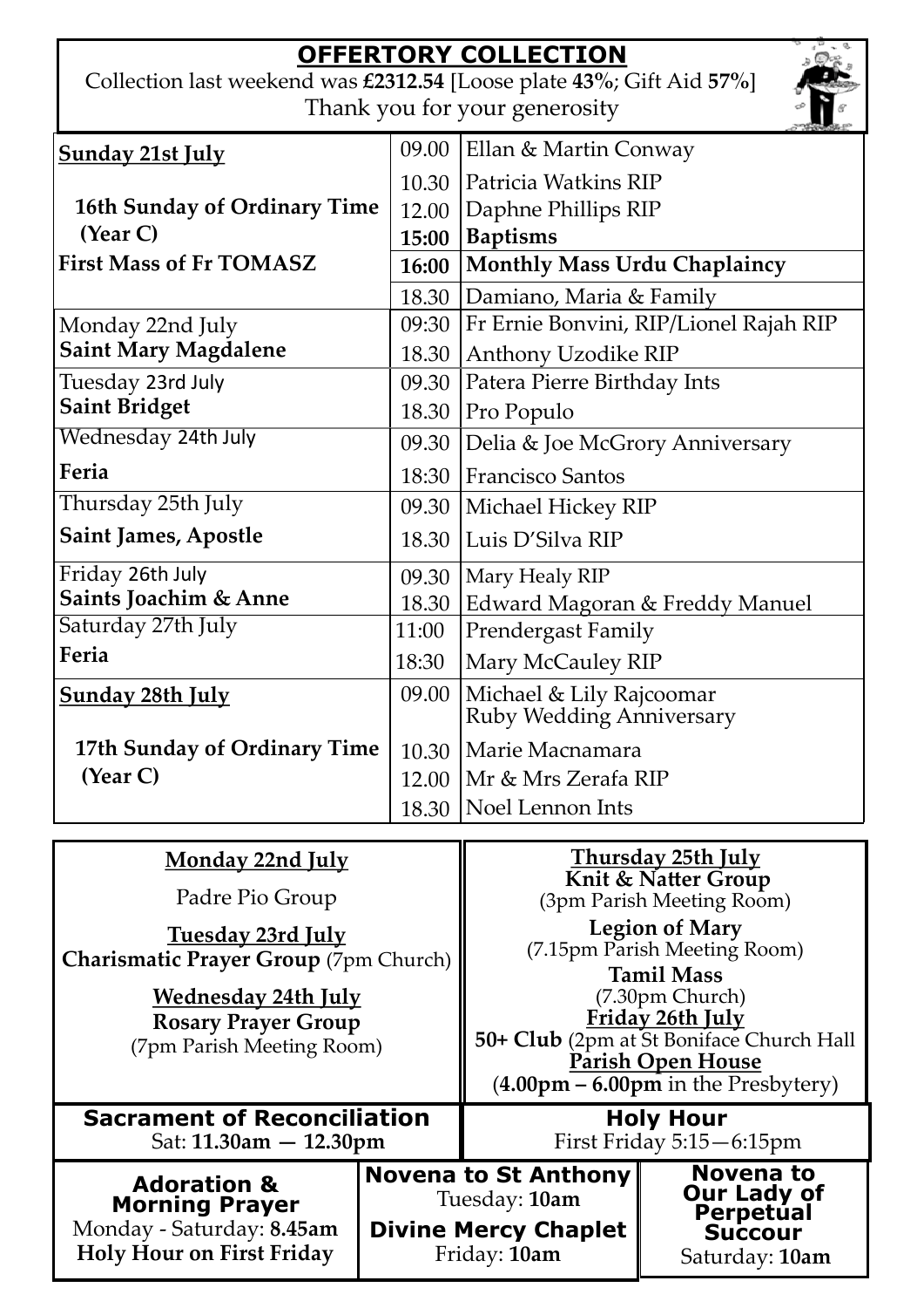## OFFERTORY COLLECTION

Collection last weekend was **£2312.54** [Loose plate **43%**; Gift Aid **57%**]
Thank you for your generosity

| | | |
|---|---|---|
| **Sunday 21st July** | 09.00 | Ellan & Martin Conway |
| **16th Sunday of Ordinary Time (Year C)** | 10.30 | Patricia Watkins RIP |
| | 12.00 | Daphne Phillips RIP |
| | **15:00** | **Baptisms** |
| **First Mass of Fr TOMASZ** | **16:00** | **Monthly Mass Urdu Chaplaincy** |
| | 18.30 | Damiano, Maria & Family |
| Monday 22nd July **Saint Mary Magdalene** | 09:30 | Fr Ernie Bonvini, RIP/Lionel Rajah RIP |
| | 18.30 | Anthony Uzodike RIP |
| Tuesday 23rd July **Saint Bridget** | 09.30 | Patera Pierre Birthday Ints |
| | 18.30 | Pro Populo |
| Wednesday 24th July **Feria** | 09.30 | Delia & Joe McGrory Anniversary |
| | 18:30 | Francisco Santos |
| Thursday 25th July **Saint James, Apostle** | 09.30 | Michael Hickey RIP |
| | 18.30 | Luis D'Silva RIP |
| Friday 26th July **Saints Joachim & Anne** | 09.30 | Mary Healy RIP |
| | 18.30 | Edward Magoran & Freddy Manuel |
| Saturday 27th July **Feria** | 11:00 | Prendergast Family |
| | 18:30 | Mary McCauley RIP |
| **Sunday 28th July** | 09.00 | Michael & Lily Rajcoomar Ruby Wedding Anniversary |
| **17th Sunday of Ordinary Time (Year C)** | 10.30 | Marie Macnamara |
| | 12.00 | Mr & Mrs Zerafa RIP |
| | 18.30 | Noel Lennon Ints |

**Monday 22nd July**
Padre Pio Group

**Tuesday 23rd July**
**Charismatic Prayer Group** (7pm Church)

**Wednesday 24th July**
**Rosary Prayer Group**
(7pm Parish Meeting Room)

**Thursday 25th July**
**Knit & Natter Group**
(3pm Parish Meeting Room)

**Legion of Mary**
(7.15pm Parish Meeting Room)

**Tamil Mass**
(7.30pm Church)

**Friday 26th July**
**50+ Club** (2pm at St Boniface Church Hall

**Parish Open House**
(**4.00pm – 6.00pm** in the Presbytery)

**Sacrament of Reconciliation**
Sat: **11.30am — 12.30pm**

**Holy Hour**
First Friday 5:15—6:15pm

**Adoration & Morning Prayer**
Monday - Saturday: **8.45am**
**Holy Hour on First Friday**

**Novena to St Anthony**
Tuesday: **10am**

**Divine Mercy Chaplet**
Friday: **10am**

**Novena to Our Lady of Perpetual Succour**
Saturday: **10am**